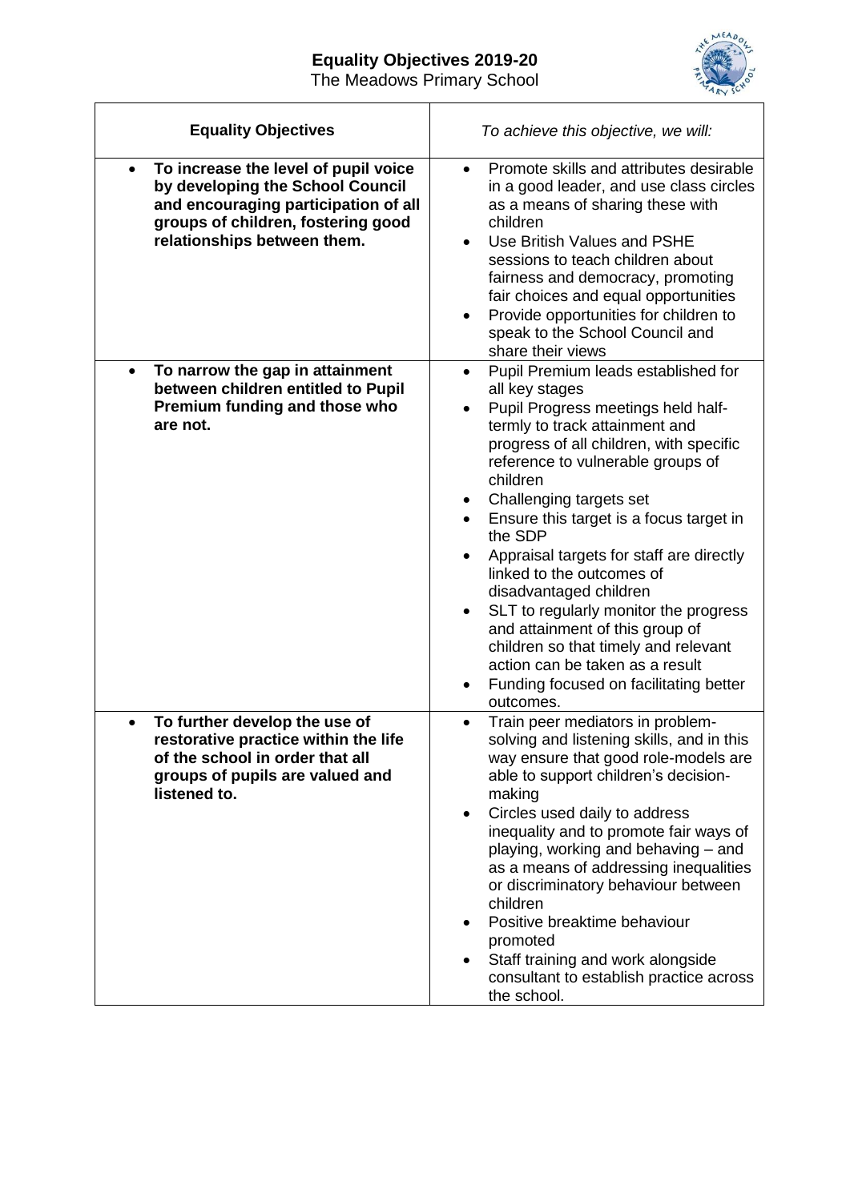# Equality Objectives 2019-20

The Meadows Primary School

| **Equality Objectives** | *To achieve this objective, we will:* |
| --- | --- |
| • **To increase the level of pupil voice by developing the School Council and encouraging participation of all groups of children, fostering good relationships between them.** | • Promote skills and attributes desirable in a good leader, and use class circles as a means of sharing these with children<br>• Use British Values and PSHE sessions to teach children about fairness and democracy, promoting fair choices and equal opportunities<br>• Provide opportunities for children to speak to the School Council and share their views |
| • **To narrow the gap in attainment between children entitled to Pupil Premium funding and those who are not.** | • Pupil Premium leads established for all key stages<br>• Pupil Progress meetings held half-termly to track attainment and progress of all children, with specific reference to vulnerable groups of children<br>• Challenging targets set<br>• Ensure this target is a focus target in the SDP<br>• Appraisal targets for staff are directly linked to the outcomes of disadvantaged children<br>• SLT to regularly monitor the progress and attainment of this group of children so that timely and relevant action can be taken as a result<br>• Funding focused on facilitating better outcomes. |
| • **To further develop the use of restorative practice within the life of the school in order that all groups of pupils are valued and listened to.** | • Train peer mediators in problem-solving and listening skills, and in this way ensure that good role-models are able to support children's decision-making<br>• Circles used daily to address inequality and to promote fair ways of playing, working and behaving – and as a means of addressing inequalities or discriminatory behaviour between children<br>• Positive breaktime behaviour promoted<br>• Staff training and work alongside consultant to establish practice across the school. |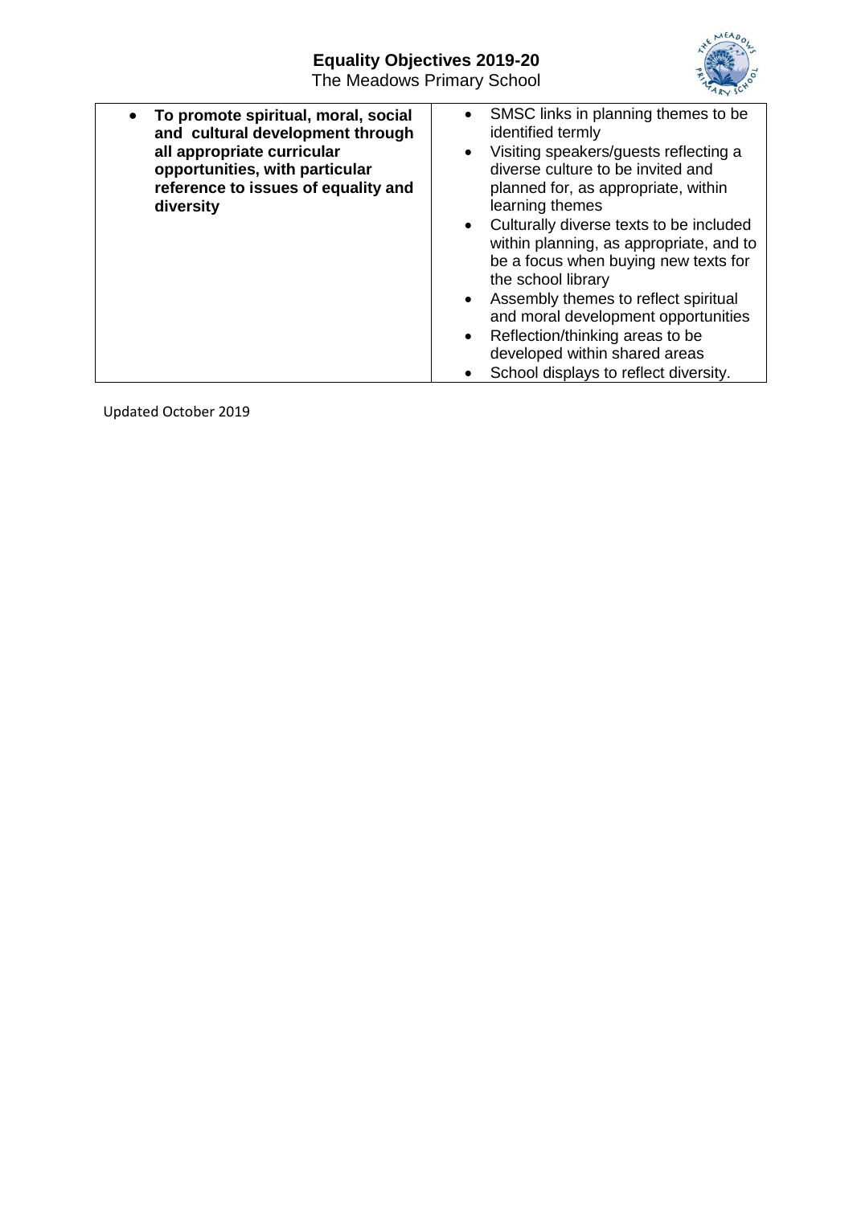| | |
|---|---|
| <ul><li>**To promote spiritual, moral, social and cultural development through all appropriate curricular opportunities, with particular reference to issues of equality and diversity**</li></ul> | <ul><li>SMSC links in planning themes to be identified termly</li><li>Visiting speakers/guests reflecting a diverse culture to be invited and planned for, as appropriate, within learning themes</li><li>Culturally diverse texts to be included within planning, as appropriate, and to be a focus when buying new texts for the school library</li><li>Assembly themes to reflect spiritual and moral development opportunities</li><li>Reflection/thinking areas to be developed within shared areas</li><li>School displays to reflect diversity.</li></ul> |

Updated October 2019